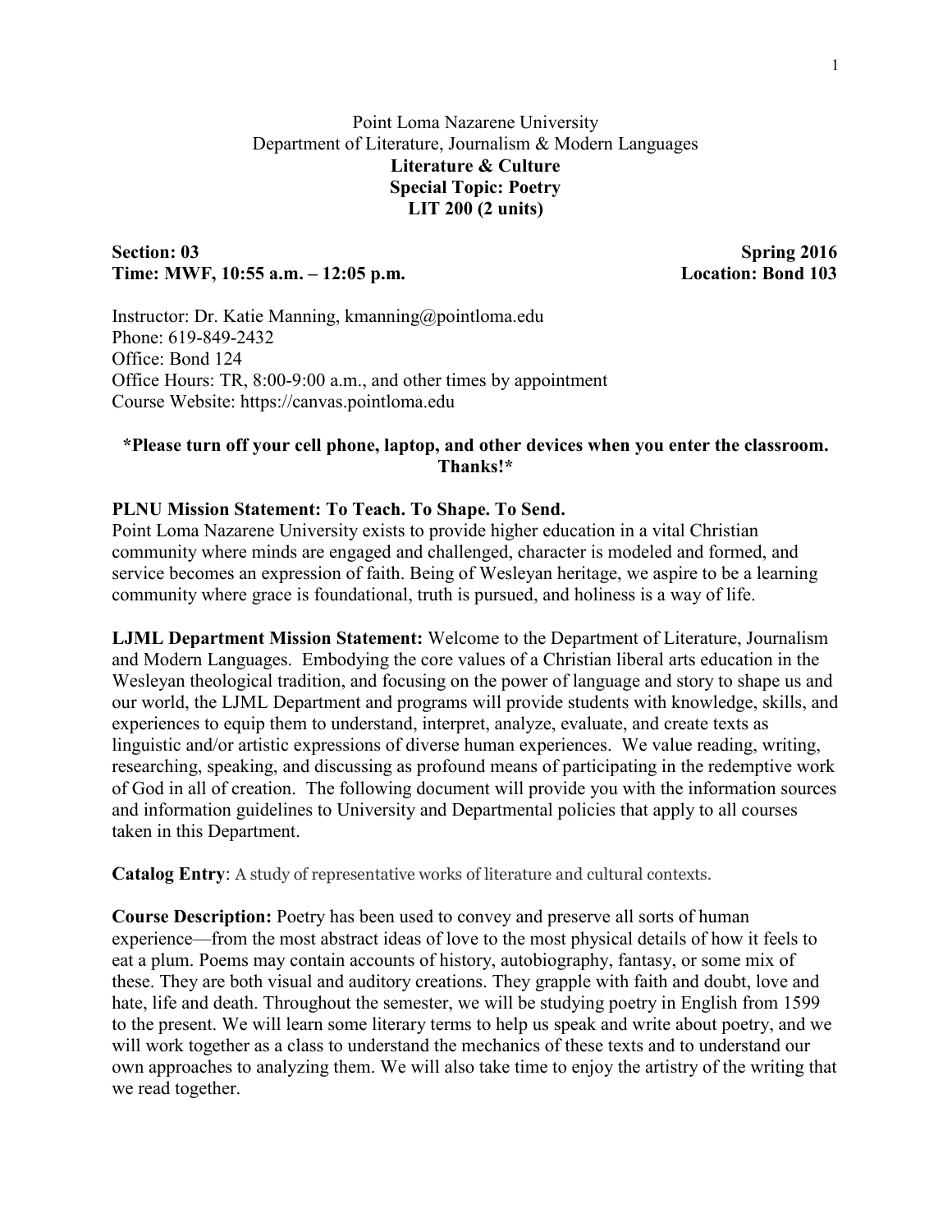Point Loma Nazarene University
Department of Literature, Journalism & Modern Languages

**Literature & Culture**
**Special Topic: Poetry**
**LIT 200 (2 units)**

**Section: 03** **Spring 2016**
**Time: MWF, 10:55 a.m. – 12:05 p.m.** **Location: Bond 103**

Instructor: Dr. Katie Manning, kmanning@pointloma.edu
Phone: 619-849-2432
Office: Bond 124
Office Hours: TR, 8:00-9:00 a.m., and other times by appointment
Course Website: https://canvas.pointloma.edu

**\*Please turn off your cell phone, laptop, and other devices when you enter the classroom. Thanks!\***

**PLNU Mission Statement: To Teach. To Shape. To Send.**
Point Loma Nazarene University exists to provide higher education in a vital Christian community where minds are engaged and challenged, character is modeled and formed, and service becomes an expression of faith. Being of Wesleyan heritage, we aspire to be a learning community where grace is foundational, truth is pursued, and holiness is a way of life.

**LJML Department Mission Statement:** Welcome to the Department of Literature, Journalism and Modern Languages. Embodying the core values of a Christian liberal arts education in the Wesleyan theological tradition, and focusing on the power of language and story to shape us and our world, the LJML Department and programs will provide students with knowledge, skills, and experiences to equip them to understand, interpret, analyze, evaluate, and create texts as linguistic and/or artistic expressions of diverse human experiences. We value reading, writing, researching, speaking, and discussing as profound means of participating in the redemptive work of God in all of creation. The following document will provide you with the information sources and information guidelines to University and Departmental policies that apply to all courses taken in this Department.

**Catalog Entry**: A study of representative works of literature and cultural contexts.

**Course Description:** Poetry has been used to convey and preserve all sorts of human experience—from the most abstract ideas of love to the most physical details of how it feels to eat a plum. Poems may contain accounts of history, autobiography, fantasy, or some mix of these. They are both visual and auditory creations. They grapple with faith and doubt, love and hate, life and death. Throughout the semester, we will be studying poetry in English from 1599 to the present. We will learn some literary terms to help us speak and write about poetry, and we will work together as a class to understand the mechanics of these texts and to understand our own approaches to analyzing them. We will also take time to enjoy the artistry of the writing that we read together.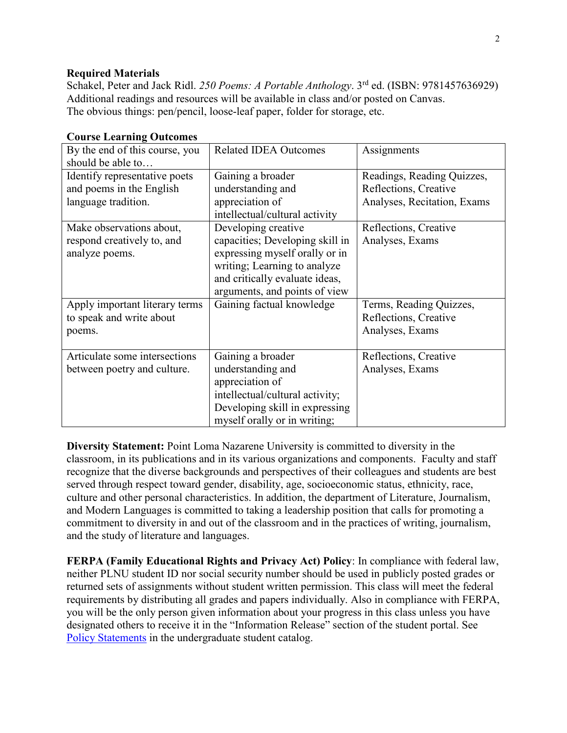**Required Materials**

Schakel, Peter and Jack Ridl. *250 Poems: A Portable Anthology*. 3rd ed. (ISBN: 9781457636929)
Additional readings and resources will be available in class and/or posted on Canvas.
The obvious things: pen/pencil, loose-leaf paper, folder for storage, etc.

**Course Learning Outcomes**

| By the end of this course, you should be able to… | Related IDEA Outcomes | Assignments |
|---|---|---|
| Identify representative poets and poems in the English language tradition. | Gaining a broader understanding and appreciation of intellectual/cultural activity | Readings, Reading Quizzes, Reflections, Creative Analyses, Recitation, Exams |
| Make observations about, respond creatively to, and analyze poems. | Developing creative capacities; Developing skill in expressing myself orally or in writing; Learning to analyze and critically evaluate ideas, arguments, and points of view | Reflections, Creative Analyses, Exams |
| Apply important literary terms to speak and write about poems. | Gaining factual knowledge | Terms, Reading Quizzes, Reflections, Creative Analyses, Exams |
| Articulate some intersections between poetry and culture. | Gaining a broader understanding and appreciation of intellectual/cultural activity; Developing skill in expressing myself orally or in writing; | Reflections, Creative Analyses, Exams |

**Diversity Statement:** Point Loma Nazarene University is committed to diversity in the classroom, in its publications and in its various organizations and components. Faculty and staff recognize that the diverse backgrounds and perspectives of their colleagues and students are best served through respect toward gender, disability, age, socioeconomic status, ethnicity, race, culture and other personal characteristics. In addition, the department of Literature, Journalism, and Modern Languages is committed to taking a leadership position that calls for promoting a commitment to diversity in and out of the classroom and in the practices of writing, journalism, and the study of literature and languages.

**FERPA (Family Educational Rights and Privacy Act) Policy**: In compliance with federal law, neither PLNU student ID nor social security number should be used in publicly posted grades or returned sets of assignments without student written permission. This class will meet the federal requirements by distributing all grades and papers individually. Also in compliance with FERPA, you will be the only person given information about your progress in this class unless you have designated others to receive it in the "Information Release" section of the student portal. See Policy Statements in the undergraduate student catalog.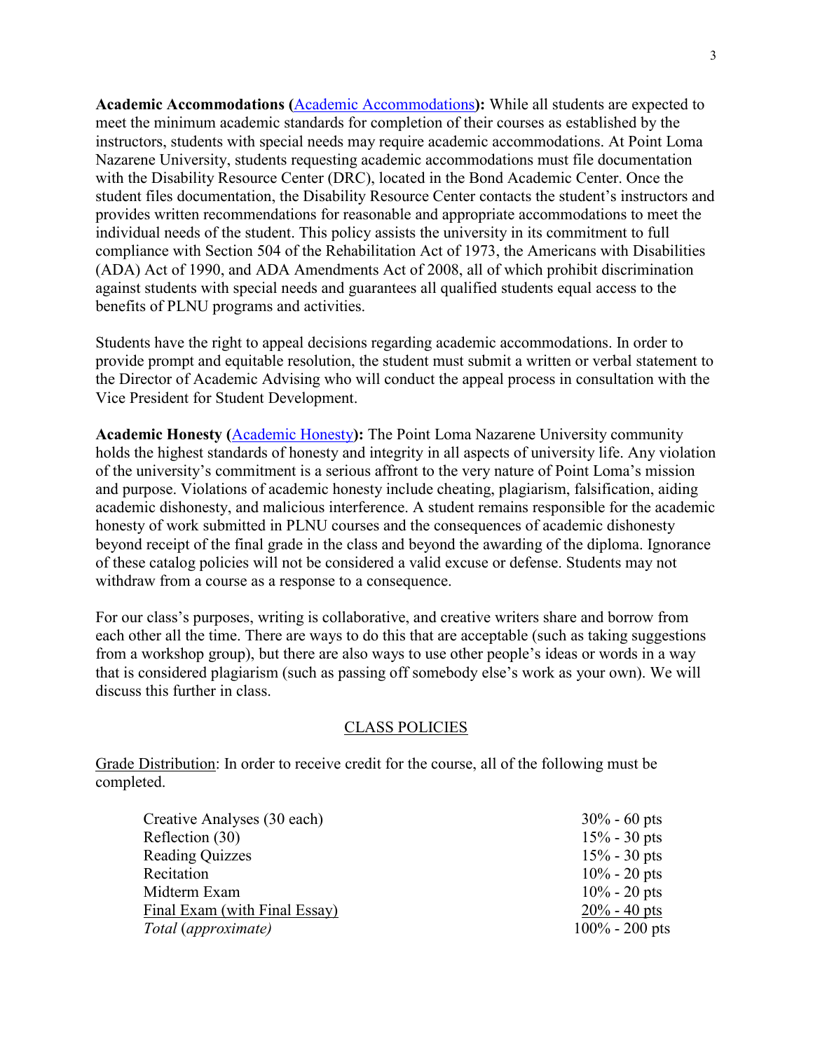**Academic Accommodations (Academic Accommodations):** While all students are expected to meet the minimum academic standards for completion of their courses as established by the instructors, students with special needs may require academic accommodations. At Point Loma Nazarene University, students requesting academic accommodations must file documentation with the Disability Resource Center (DRC), located in the Bond Academic Center. Once the student files documentation, the Disability Resource Center contacts the student's instructors and provides written recommendations for reasonable and appropriate accommodations to meet the individual needs of the student. This policy assists the university in its commitment to full compliance with Section 504 of the Rehabilitation Act of 1973, the Americans with Disabilities (ADA) Act of 1990, and ADA Amendments Act of 2008, all of which prohibit discrimination against students with special needs and guarantees all qualified students equal access to the benefits of PLNU programs and activities.

Students have the right to appeal decisions regarding academic accommodations. In order to provide prompt and equitable resolution, the student must submit a written or verbal statement to the Director of Academic Advising who will conduct the appeal process in consultation with the Vice President for Student Development.

**Academic Honesty (Academic Honesty):** The Point Loma Nazarene University community holds the highest standards of honesty and integrity in all aspects of university life. Any violation of the university's commitment is a serious affront to the very nature of Point Loma's mission and purpose. Violations of academic honesty include cheating, plagiarism, falsification, aiding academic dishonesty, and malicious interference. A student remains responsible for the academic honesty of work submitted in PLNU courses and the consequences of academic dishonesty beyond receipt of the final grade in the class and beyond the awarding of the diploma. Ignorance of these catalog policies will not be considered a valid excuse or defense. Students may not withdraw from a course as a response to a consequence.

For our class's purposes, writing is collaborative, and creative writers share and borrow from each other all the time. There are ways to do this that are acceptable (such as taking suggestions from a workshop group), but there are also ways to use other people's ideas or words in a way that is considered plagiarism (such as passing off somebody else's work as your own). We will discuss this further in class.

## CLASS POLICIES

Grade Distribution: In order to receive credit for the course, all of the following must be completed.

| Item | Weight |
|---|---|
| Creative Analyses (30 each) | 30% - 60 pts |
| Reflection (30) | 15% - 30 pts |
| Reading Quizzes | 15% - 30 pts |
| Recitation | 10% - 20 pts |
| Midterm Exam | 10% - 20 pts |
| Final Exam (with Final Essay) | 20% - 40 pts |
| *Total* (*approximate*) | 100% - 200 pts |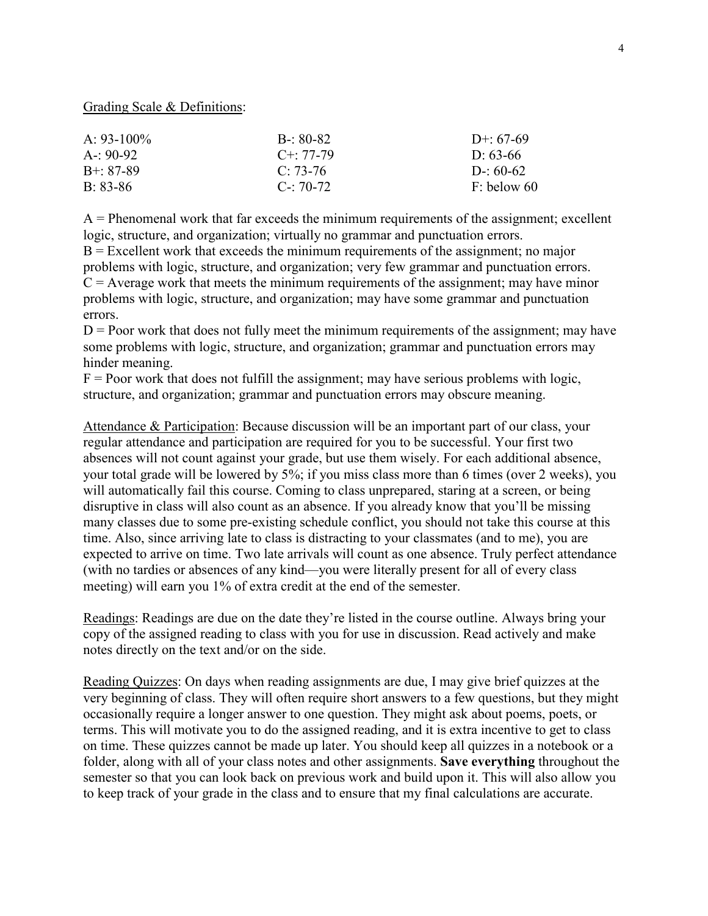Grading Scale & Definitions:

| | | |
|---|---|---|
| A: 93-100% | B-: 80-82 | D+: 67-69 |
| A-: 90-92 | C+: 77-79 | D: 63-66 |
| B+: 87-89 | C: 73-76 | D-: 60-62 |
| B: 83-86 | C-: 70-72 | F: below 60 |

A = Phenomenal work that far exceeds the minimum requirements of the assignment; excellent logic, structure, and organization; virtually no grammar and punctuation errors.
B = Excellent work that exceeds the minimum requirements of the assignment; no major problems with logic, structure, and organization; very few grammar and punctuation errors.
C = Average work that meets the minimum requirements of the assignment; may have minor problems with logic, structure, and organization; may have some grammar and punctuation errors.
D = Poor work that does not fully meet the minimum requirements of the assignment; may have some problems with logic, structure, and organization; grammar and punctuation errors may hinder meaning.
F = Poor work that does not fulfill the assignment; may have serious problems with logic, structure, and organization; grammar and punctuation errors may obscure meaning.

Attendance & Participation: Because discussion will be an important part of our class, your regular attendance and participation are required for you to be successful. Your first two absences will not count against your grade, but use them wisely. For each additional absence, your total grade will be lowered by 5%; if you miss class more than 6 times (over 2 weeks), you will automatically fail this course. Coming to class unprepared, staring at a screen, or being disruptive in class will also count as an absence. If you already know that you'll be missing many classes due to some pre-existing schedule conflict, you should not take this course at this time. Also, since arriving late to class is distracting to your classmates (and to me), you are expected to arrive on time. Two late arrivals will count as one absence. Truly perfect attendance (with no tardies or absences of any kind—you were literally present for all of every class meeting) will earn you 1% of extra credit at the end of the semester.

Readings: Readings are due on the date they're listed in the course outline. Always bring your copy of the assigned reading to class with you for use in discussion. Read actively and make notes directly on the text and/or on the side.

Reading Quizzes: On days when reading assignments are due, I may give brief quizzes at the very beginning of class. They will often require short answers to a few questions, but they might occasionally require a longer answer to one question. They might ask about poems, poets, or terms. This will motivate you to do the assigned reading, and it is extra incentive to get to class on time. These quizzes cannot be made up later. You should keep all quizzes in a notebook or a folder, along with all of your class notes and other assignments. **Save everything** throughout the semester so that you can look back on previous work and build upon it. This will also allow you to keep track of your grade in the class and to ensure that my final calculations are accurate.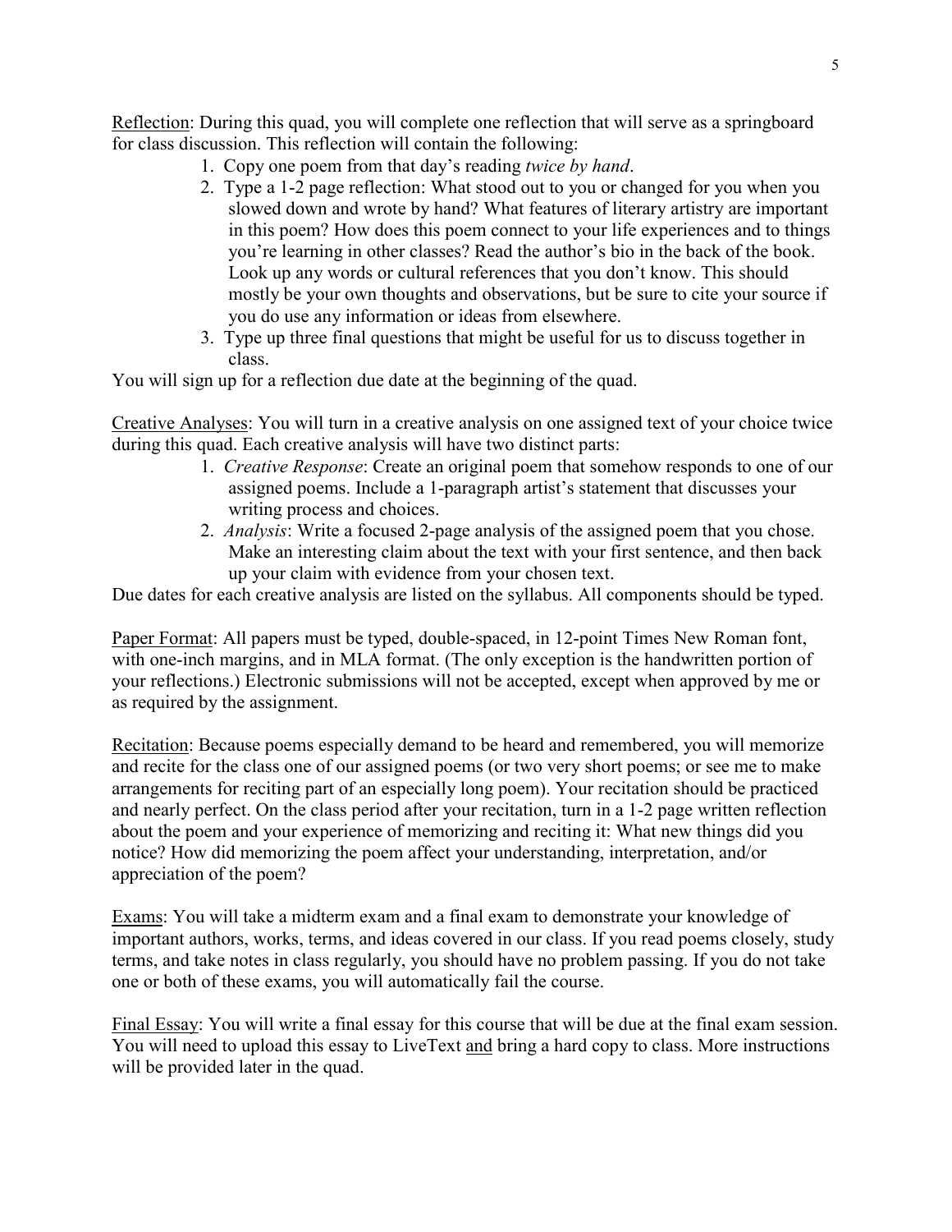<u>Reflection</u>: During this quad, you will complete one reflection that will serve as a springboard for class discussion. This reflection will contain the following:

1. Copy one poem from that day's reading *twice by hand*.
2. Type a 1-2 page reflection: What stood out to you or changed for you when you slowed down and wrote by hand? What features of literary artistry are important in this poem? How does this poem connect to your life experiences and to things you're learning in other classes? Read the author's bio in the back of the book. Look up any words or cultural references that you don't know. This should mostly be your own thoughts and observations, but be sure to cite your source if you do use any information or ideas from elsewhere.
3. Type up three final questions that might be useful for us to discuss together in class.

You will sign up for a reflection due date at the beginning of the quad.

<u>Creative Analyses</u>: You will turn in a creative analysis on one assigned text of your choice twice during this quad. Each creative analysis will have two distinct parts:

1. *Creative Response*: Create an original poem that somehow responds to one of our assigned poems. Include a 1-paragraph artist's statement that discusses your writing process and choices.
2. *Analysis*: Write a focused 2-page analysis of the assigned poem that you chose. Make an interesting claim about the text with your first sentence, and then back up your claim with evidence from your chosen text.

Due dates for each creative analysis are listed on the syllabus. All components should be typed.

<u>Paper Format</u>: All papers must be typed, double-spaced, in 12-point Times New Roman font, with one-inch margins, and in MLA format. (The only exception is the handwritten portion of your reflections.) Electronic submissions will not be accepted, except when approved by me or as required by the assignment.

<u>Recitation</u>: Because poems especially demand to be heard and remembered, you will memorize and recite for the class one of our assigned poems (or two very short poems; or see me to make arrangements for reciting part of an especially long poem). Your recitation should be practiced and nearly perfect. On the class period after your recitation, turn in a 1-2 page written reflection about the poem and your experience of memorizing and reciting it: What new things did you notice? How did memorizing the poem affect your understanding, interpretation, and/or appreciation of the poem?

<u>Exams</u>: You will take a midterm exam and a final exam to demonstrate your knowledge of important authors, works, terms, and ideas covered in our class. If you read poems closely, study terms, and take notes in class regularly, you should have no problem passing. If you do not take one or both of these exams, you will automatically fail the course.

<u>Final Essay</u>: You will write a final essay for this course that will be due at the final exam session. You will need to upload this essay to LiveText <u>and</u> bring a hard copy to class. More instructions will be provided later in the quad.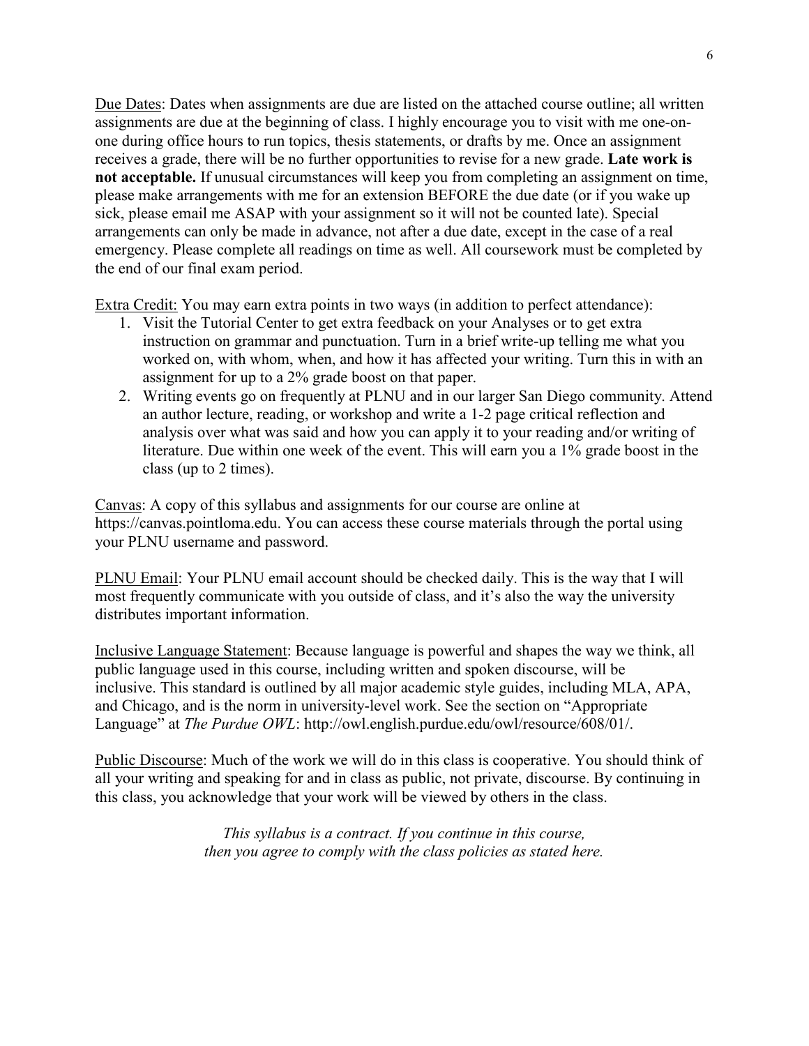Due Dates: Dates when assignments are due are listed on the attached course outline; all written assignments are due at the beginning of class. I highly encourage you to visit with me one-on-one during office hours to run topics, thesis statements, or drafts by me. Once an assignment receives a grade, there will be no further opportunities to revise for a new grade. **Late work is not acceptable.** If unusual circumstances will keep you from completing an assignment on time, please make arrangements with me for an extension BEFORE the due date (or if you wake up sick, please email me ASAP with your assignment so it will not be counted late). Special arrangements can only be made in advance, not after a due date, except in the case of a real emergency. Please complete all readings on time as well. All coursework must be completed by the end of our final exam period.

Extra Credit: You may earn extra points in two ways (in addition to perfect attendance):

1. Visit the Tutorial Center to get extra feedback on your Analyses or to get extra instruction on grammar and punctuation. Turn in a brief write-up telling me what you worked on, with whom, when, and how it has affected your writing. Turn this in with an assignment for up to a 2% grade boost on that paper.
2. Writing events go on frequently at PLNU and in our larger San Diego community. Attend an author lecture, reading, or workshop and write a 1-2 page critical reflection and analysis over what was said and how you can apply it to your reading and/or writing of literature. Due within one week of the event. This will earn you a 1% grade boost in the class (up to 2 times).

Canvas: A copy of this syllabus and assignments for our course are online at https://canvas.pointloma.edu. You can access these course materials through the portal using your PLNU username and password.

PLNU Email: Your PLNU email account should be checked daily. This is the way that I will most frequently communicate with you outside of class, and it's also the way the university distributes important information.

Inclusive Language Statement: Because language is powerful and shapes the way we think, all public language used in this course, including written and spoken discourse, will be inclusive. This standard is outlined by all major academic style guides, including MLA, APA, and Chicago, and is the norm in university-level work. See the section on "Appropriate Language" at *The Purdue OWL*: http://owl.english.purdue.edu/owl/resource/608/01/.

Public Discourse: Much of the work we will do in this class is cooperative. You should think of all your writing and speaking for and in class as public, not private, discourse. By continuing in this class, you acknowledge that your work will be viewed by others in the class.

*This syllabus is a contract. If you continue in this course, then you agree to comply with the class policies as stated here.*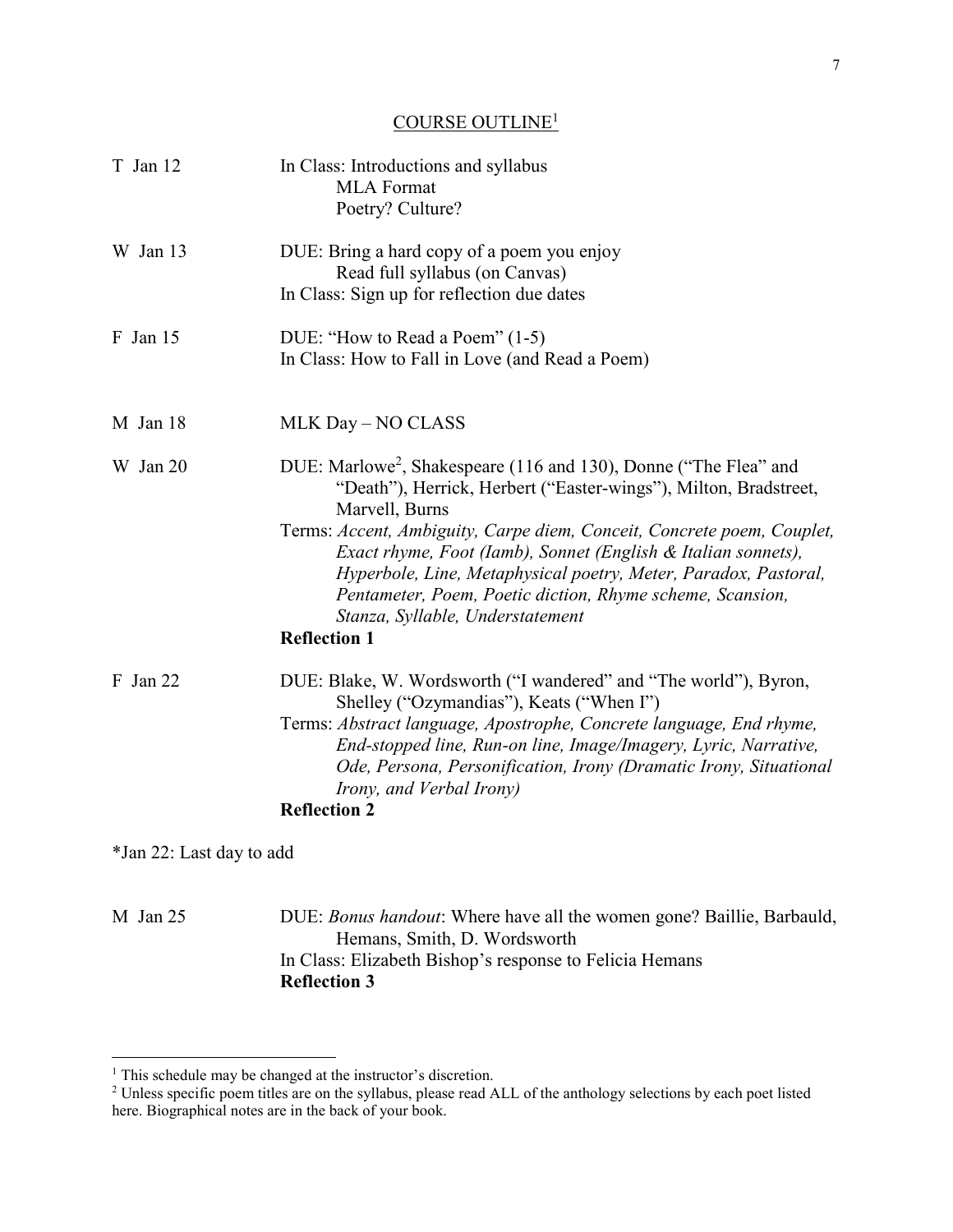## COURSE OUTLINE[1]

| | |
|---|---|
| T Jan 12 | In Class: Introductions and syllabus<br>MLA Format<br>Poetry? Culture? |
| W Jan 13 | DUE: Bring a hard copy of a poem you enjoy<br>Read full syllabus (on Canvas)<br>In Class: Sign up for reflection due dates |
| F Jan 15 | DUE: "How to Read a Poem" (1-5)<br>In Class: How to Fall in Love (and Read a Poem) |
| M Jan 18 | MLK Day – NO CLASS |
| W Jan 20 | DUE: Marlowe[2], Shakespeare (116 and 130), Donne ("The Flea" and "Death"), Herrick, Herbert ("Easter-wings"), Milton, Bradstreet, Marvell, Burns<br>Terms: *Accent, Ambiguity, Carpe diem, Conceit, Concrete poem, Couplet, Exact rhyme, Foot (Iamb), Sonnet (English & Italian sonnets), Hyperbole, Line, Metaphysical poetry, Meter, Paradox, Pastoral, Pentameter, Poem, Poetic diction, Rhyme scheme, Scansion, Stanza, Syllable, Understatement*<br>**Reflection 1** |
| F Jan 22 | DUE: Blake, W. Wordsworth ("I wandered" and "The world"), Byron, Shelley ("Ozymandias"), Keats ("When I")<br>Terms: *Abstract language, Apostrophe, Concrete language, End rhyme, End-stopped line, Run-on line, Image/Imagery, Lyric, Narrative, Ode, Persona, Personification, Irony (Dramatic Irony, Situational Irony, and Verbal Irony)*<br>**Reflection 2** |

*Jan 22: Last day to add

| | |
|---|---|
| M Jan 25 | DUE: *Bonus handout*: Where have all the women gone? Baillie, Barbauld, Hemans, Smith, D. Wordsworth<br>In Class: Elizabeth Bishop's response to Felicia Hemans<br>**Reflection 3** |

---

[1] This schedule may be changed at the instructor's discretion.

[2] Unless specific poem titles are on the syllabus, please read ALL of the anthology selections by each poet listed here. Biographical notes are in the back of your book.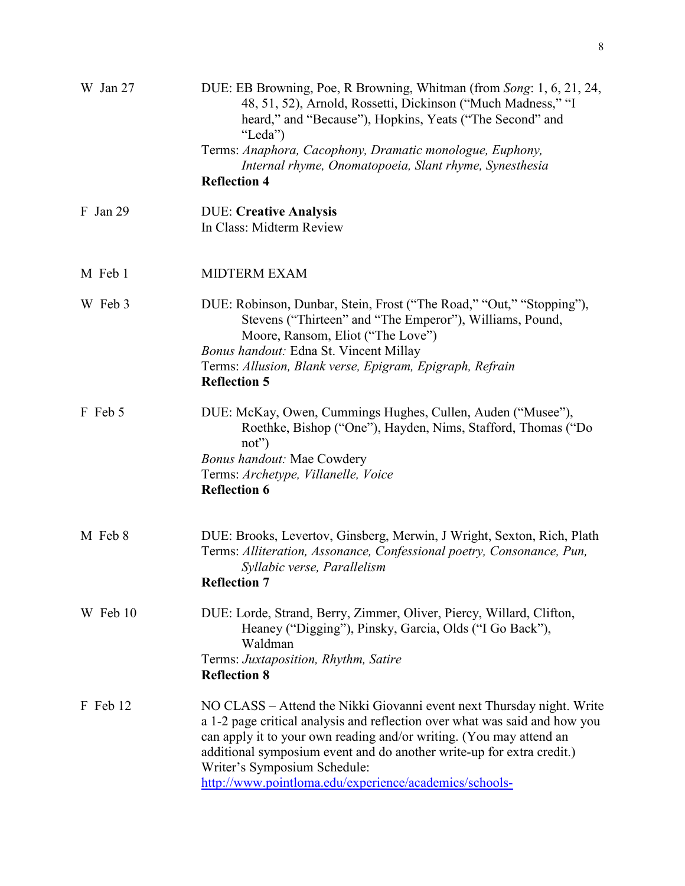| | |
|---|---|
| W Jan 27 | DUE: EB Browning, Poe, R Browning, Whitman (from *Song*: 1, 6, 21, 24, 48, 51, 52), Arnold, Rossetti, Dickinson ("Much Madness," "I heard," and "Because"), Hopkins, Yeats ("The Second" and "Leda")<br>Terms: *Anaphora, Cacophony, Dramatic monologue, Euphony, Internal rhyme, Onomatopoeia, Slant rhyme, Synesthesia*<br>**Reflection 4** |
| F Jan 29 | DUE: **Creative Analysis**<br>In Class: Midterm Review |
| M Feb 1 | MIDTERM EXAM |
| W Feb 3 | DUE: Robinson, Dunbar, Stein, Frost ("The Road," "Out," "Stopping"), Stevens ("Thirteen" and "The Emperor"), Williams, Pound, Moore, Ransom, Eliot ("The Love")<br>*Bonus handout:* Edna St. Vincent Millay<br>Terms: *Allusion, Blank verse, Epigram, Epigraph, Refrain*<br>**Reflection 5** |
| F Feb 5 | DUE: McKay, Owen, Cummings Hughes, Cullen, Auden ("Musee"), Roethke, Bishop ("One"), Hayden, Nims, Stafford, Thomas ("Do not")<br>*Bonus handout:* Mae Cowdery<br>Terms: *Archetype, Villanelle, Voice*<br>**Reflection 6** |
| M Feb 8 | DUE: Brooks, Levertov, Ginsberg, Merwin, J Wright, Sexton, Rich, Plath<br>Terms: *Alliteration, Assonance, Confessional poetry, Consonance, Pun, Syllabic verse, Parallelism*<br>**Reflection 7** |
| W Feb 10 | DUE: Lorde, Strand, Berry, Zimmer, Oliver, Piercy, Willard, Clifton, Heaney ("Digging"), Pinsky, Garcia, Olds ("I Go Back"), Waldman<br>Terms: *Juxtaposition, Rhythm, Satire*<br>**Reflection 8** |
| F Feb 12 | NO CLASS – Attend the Nikki Giovanni event next Thursday night. Write a 1-2 page critical analysis and reflection over what was said and how you can apply it to your own reading and/or writing. (You may attend an additional symposium event and do another write-up for extra credit.)<br>Writer's Symposium Schedule:<br>[http://www.pointloma.edu/experience/academics/schools-](http://www.pointloma.edu/experience/academics/schools-) |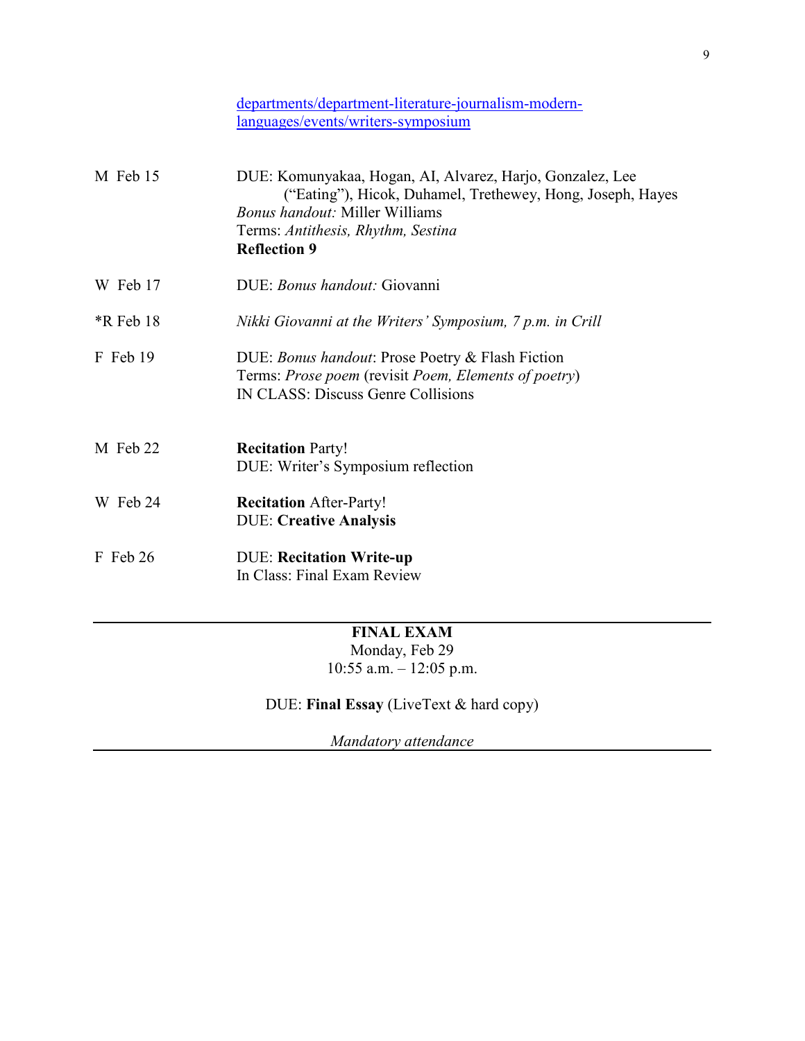[departments/department-literature-journalism-modern-languages/events/writers-symposium](departments/department-literature-journalism-modern-languages/events/writers-symposium)

| | |
|---|---|
| M Feb 15 | DUE: Komunyakaa, Hogan, AI, Alvarez, Harjo, Gonzalez, Lee ("Eating"), Hicok, Duhamel, Trethewey, Hong, Joseph, Hayes<br>*Bonus handout:* Miller Williams<br>Terms: *Antithesis, Rhythm, Sestina*<br>**Reflection 9** |
| W Feb 17 | DUE: *Bonus handout:* Giovanni |
| *R Feb 18 | *Nikki Giovanni at the Writers' Symposium, 7 p.m. in Crill* |
| F Feb 19 | DUE: *Bonus handout*: Prose Poetry & Flash Fiction<br>Terms: *Prose poem* (revisit *Poem, Elements of poetry*)<br>IN CLASS: Discuss Genre Collisions |
| M Feb 22 | **Recitation** Party!<br>DUE: Writer's Symposium reflection |
| W Feb 24 | **Recitation** After-Party!<br>DUE: **Creative Analysis** |
| F Feb 26 | DUE: **Recitation Write-up**<br>In Class: Final Exam Review |

---

**FINAL EXAM**
Monday, Feb 29
10:55 a.m. – 12:05 p.m.

DUE: **Final Essay** (LiveText & hard copy)

*Mandatory attendance*

---